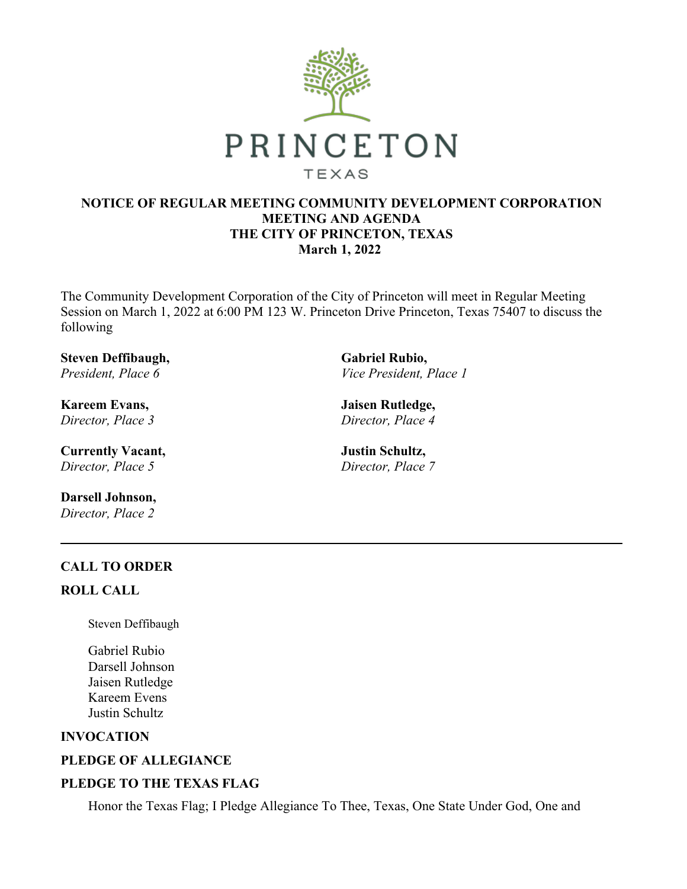PRINCETON

TEXAS

**NOTICE OF REGULAR MEETING COMMUNITY DEVELOPMENT CORPORATION MEETING AND AGENDA**
**THE CITY OF PRINCETON, TEXAS**
**March 1, 2022**

The Community Development Corporation of the City of Princeton will meet in Regular Meeting Session on March 1, 2022 at 6:00 PM 123 W. Princeton Drive Princeton, Texas 75407 to discuss the following

**Steven Deffibaugh,**
*President, Place 6*

**Gabriel Rubio,**
*Vice President, Place 1*

**Kareem Evans,**
*Director, Place 3*

**Jaisen Rutledge,**
*Director, Place 4*

**Currently Vacant,**
*Director, Place 5*

**Justin Schultz,**
*Director, Place 7*

**Darsell Johnson,**
*Director, Place 2*

---

**CALL TO ORDER**

**ROLL CALL**

Steven Deffibaugh

Gabriel Rubio
Darsell Johnson
Jaisen Rutledge
Kareem Evens
Justin Schultz

**INVOCATION**

**PLEDGE OF ALLEGIANCE**

**PLEDGE TO THE TEXAS FLAG**

Honor the Texas Flag; I Pledge Allegiance To Thee, Texas, One State Under God, One and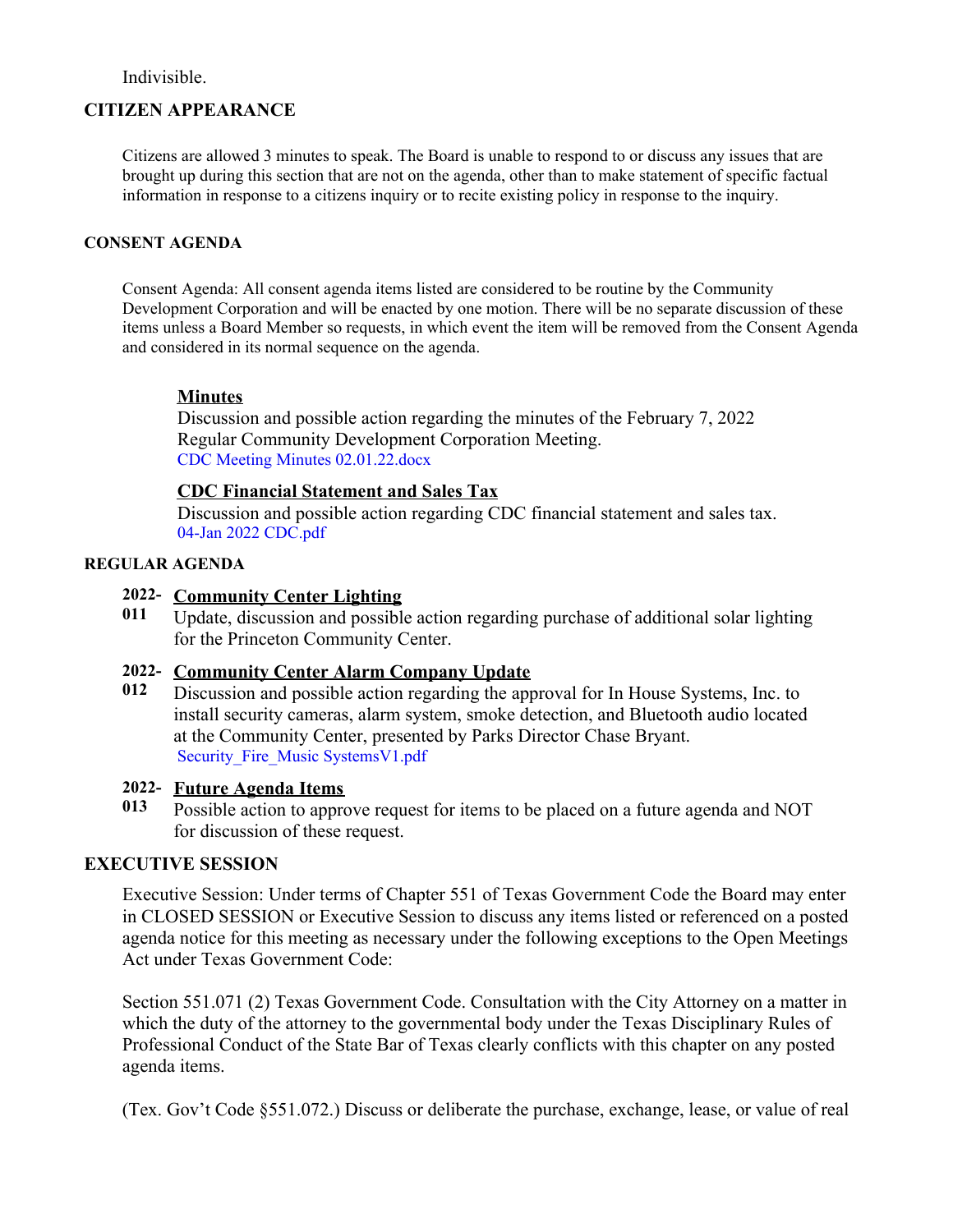Indivisible.

## CITIZEN APPEARANCE

Citizens are allowed 3 minutes to speak. The Board is unable to respond to or discuss any issues that are brought up during this section that are not on the agenda, other than to make statement of specific factual information in response to a citizens inquiry or to recite existing policy in response to the inquiry.

## CONSENT AGENDA

Consent Agenda: All consent agenda items listed are considered to be routine by the Community Development Corporation and will be enacted by one motion. There will be no separate discussion of these items unless a Board Member so requests, in which event the item will be removed from the Consent Agenda and considered in its normal sequence on the agenda.

**Minutes**

Discussion and possible action regarding the minutes of the February 7, 2022 Regular Community Development Corporation Meeting.

CDC Meeting Minutes 02.01.22.docx

**CDC Financial Statement and Sales Tax**

Discussion and possible action regarding CDC financial statement and sales tax.

04-Jan 2022 CDC.pdf

## REGULAR AGENDA

**2022-011** **Community Center Lighting**

Update, discussion and possible action regarding purchase of additional solar lighting for the Princeton Community Center.

**2022-012** **Community Center Alarm Company Update**

Discussion and possible action regarding the approval for In House Systems, Inc. to install security cameras, alarm system, smoke detection, and Bluetooth audio located at the Community Center, presented by Parks Director Chase Bryant.

Security_Fire_Music SystemsV1.pdf

**2022-013** **Future Agenda Items**

Possible action to approve request for items to be placed on a future agenda and NOT for discussion of these request.

## EXECUTIVE SESSION

Executive Session: Under terms of Chapter 551 of Texas Government Code the Board may enter in CLOSED SESSION or Executive Session to discuss any items listed or referenced on a posted agenda notice for this meeting as necessary under the following exceptions to the Open Meetings Act under Texas Government Code:

Section 551.071 (2) Texas Government Code. Consultation with the City Attorney on a matter in which the duty of the attorney to the governmental body under the Texas Disciplinary Rules of Professional Conduct of the State Bar of Texas clearly conflicts with this chapter on any posted agenda items.

(Tex. Gov't Code §551.072.) Discuss or deliberate the purchase, exchange, lease, or value of real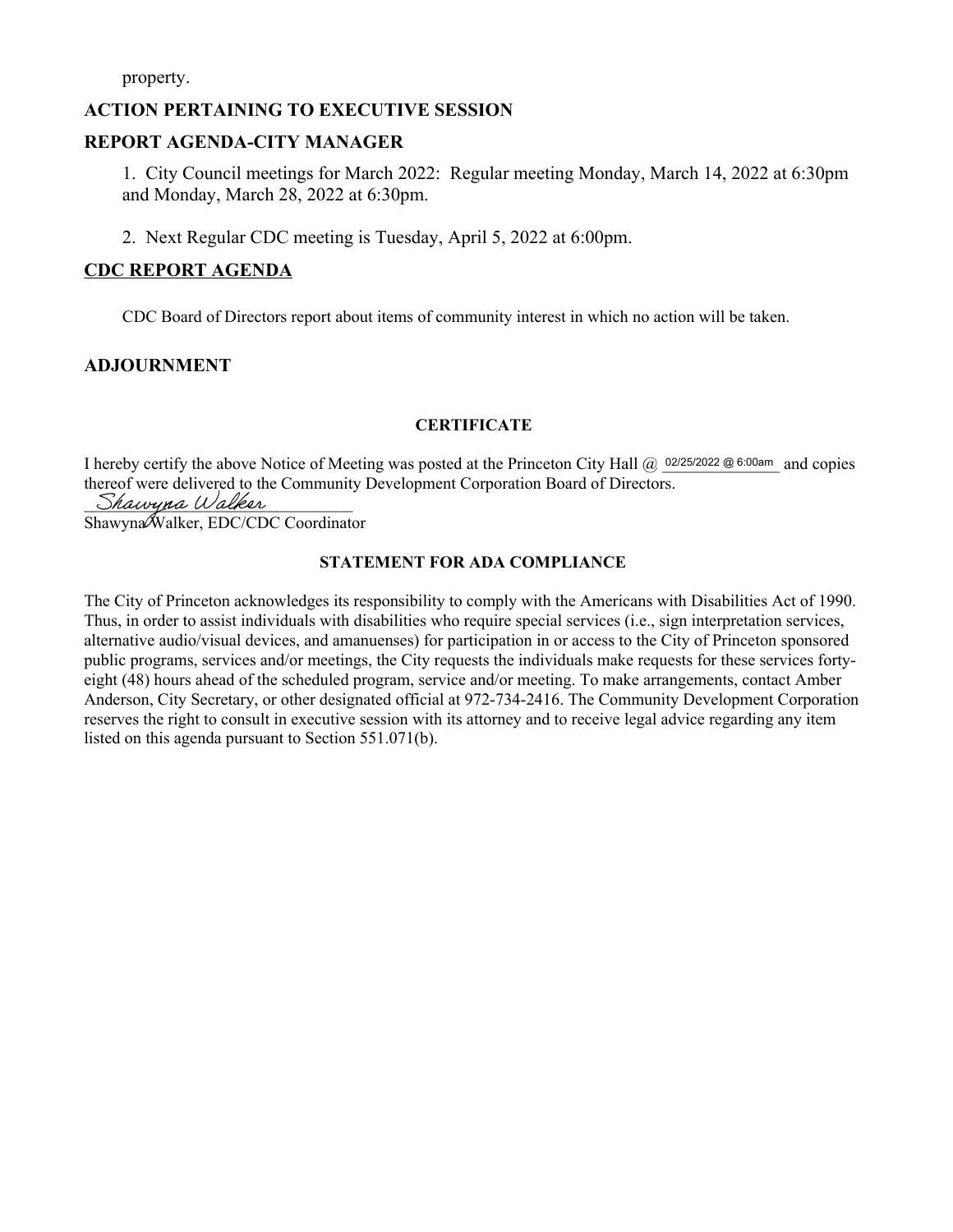property.

## ACTION PERTAINING TO EXECUTIVE SESSION

## REPORT AGENDA-CITY MANAGER

1. City Council meetings for March 2022: Regular meeting Monday, March 14, 2022 at 6:30pm and Monday, March 28, 2022 at 6:30pm.

2. Next Regular CDC meeting is Tuesday, April 5, 2022 at 6:00pm.

## CDC REPORT AGENDA

CDC Board of Directors report about items of community interest in which no action will be taken.

## ADJOURNMENT

### CERTIFICATE

I hereby certify the above Notice of Meeting was posted at the Princeton City Hall @ 02/25/2022 @ 6:00am and copies thereof were delivered to the Community Development Corporation Board of Directors.

*Shawyna Walker*

Shawyna Walker, EDC/CDC Coordinator

### STATEMENT FOR ADA COMPLIANCE

The City of Princeton acknowledges its responsibility to comply with the Americans with Disabilities Act of 1990. Thus, in order to assist individuals with disabilities who require special services (i.e., sign interpretation services, alternative audio/visual devices, and amanuenses) for participation in or access to the City of Princeton sponsored public programs, services and/or meetings, the City requests the individuals make requests for these services forty-eight (48) hours ahead of the scheduled program, service and/or meeting. To make arrangements, contact Amber Anderson, City Secretary, or other designated official at 972-734-2416. The Community Development Corporation reserves the right to consult in executive session with its attorney and to receive legal advice regarding any item listed on this agenda pursuant to Section 551.071(b).